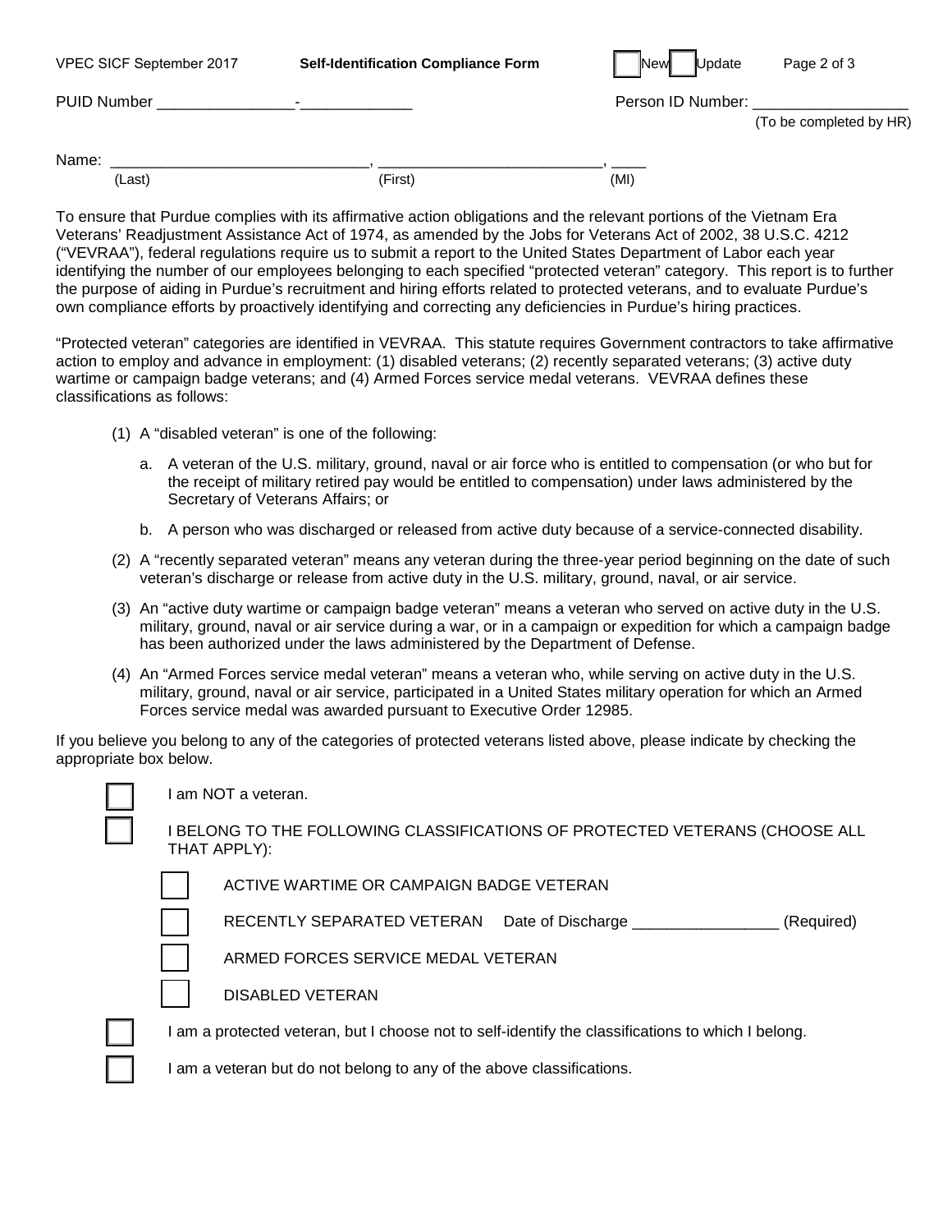VPEC SICF September 2017 **Self-Identification Compliance Form** ☐ New ☐ Update

PUID Number ________________-_____________ Person ID Number: __________________
(To be completed by HR)

Name: ______________________________, __________________________, ____
(Last) (First) (MI)

To ensure that Purdue complies with its affirmative action obligations and the relevant portions of the Vietnam Era Veterans' Readjustment Assistance Act of 1974, as amended by the Jobs for Veterans Act of 2002, 38 U.S.C. 4212 ("VEVRAA"), federal regulations require us to submit a report to the United States Department of Labor each year identifying the number of our employees belonging to each specified "protected veteran" category. This report is to further the purpose of aiding in Purdue's recruitment and hiring efforts related to protected veterans, and to evaluate Purdue's own compliance efforts by proactively identifying and correcting any deficiencies in Purdue's hiring practices.

"Protected veteran" categories are identified in VEVRAA. This statute requires Government contractors to take affirmative action to employ and advance in employment: (1) disabled veterans; (2) recently separated veterans; (3) active duty wartime or campaign badge veterans; and (4) Armed Forces service medal veterans. VEVRAA defines these classifications as follows:

(1) A "disabled veteran" is one of the following:

   a. A veteran of the U.S. military, ground, naval or air force who is entitled to compensation (or who but for the receipt of military retired pay would be entitled to compensation) under laws administered by the Secretary of Veterans Affairs; or

   b. A person who was discharged or released from active duty because of a service-connected disability.

(2) A "recently separated veteran" means any veteran during the three-year period beginning on the date of such veteran's discharge or release from active duty in the U.S. military, ground, naval, or air service.

(3) An "active duty wartime or campaign badge veteran" means a veteran who served on active duty in the U.S. military, ground, naval or air service during a war, or in a campaign or expedition for which a campaign badge has been authorized under the laws administered by the Department of Defense.

(4) An "Armed Forces service medal veteran" means a veteran who, while serving on active duty in the U.S. military, ground, naval or air service, participated in a United States military operation for which an Armed Forces service medal was awarded pursuant to Executive Order 12985.

If you believe you belong to any of the categories of protected veterans listed above, please indicate by checking the appropriate box below.

☐ I am NOT a veteran.

☐ I BELONG TO THE FOLLOWING CLASSIFICATIONS OF PROTECTED VETERANS (CHOOSE ALL THAT APPLY):

   ☐ ACTIVE WARTIME OR CAMPAIGN BADGE VETERAN

   ☐ RECENTLY SEPARATED VETERAN Date of Discharge ________________ (Required)

   ☐ ARMED FORCES SERVICE MEDAL VETERAN

   ☐ DISABLED VETERAN

☐ I am a protected veteran, but I choose not to self-identify the classifications to which I belong.

☐ I am a veteran but do not belong to any of the above classifications.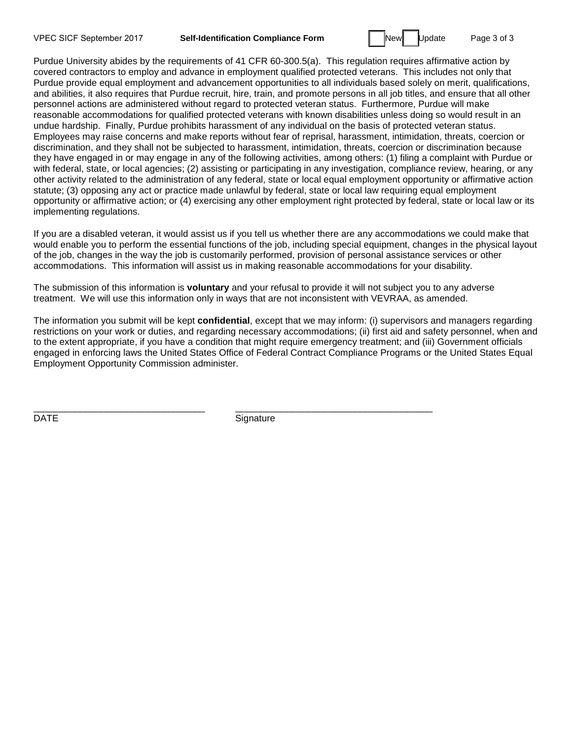Purdue University abides by the requirements of 41 CFR 60-300.5(a). This regulation requires affirmative action by covered contractors to employ and advance in employment qualified protected veterans. This includes not only that Purdue provide equal employment and advancement opportunities to all individuals based solely on merit, qualifications, and abilities, it also requires that Purdue recruit, hire, train, and promote persons in all job titles, and ensure that all other personnel actions are administered without regard to protected veteran status. Furthermore, Purdue will make reasonable accommodations for qualified protected veterans with known disabilities unless doing so would result in an undue hardship. Finally, Purdue prohibits harassment of any individual on the basis of protected veteran status. Employees may raise concerns and make reports without fear of reprisal, harassment, intimidation, threats, coercion or discrimination, and they shall not be subjected to harassment, intimidation, threats, coercion or discrimination because they have engaged in or may engage in any of the following activities, among others: (1) filing a complaint with Purdue or with federal, state, or local agencies; (2) assisting or participating in any investigation, compliance review, hearing, or any other activity related to the administration of any federal, state or local equal employment opportunity or affirmative action statute; (3) opposing any act or practice made unlawful by federal, state or local law requiring equal employment opportunity or affirmative action; or (4) exercising any other employment right protected by federal, state or local law or its implementing regulations.

If you are a disabled veteran, it would assist us if you tell us whether there are any accommodations we could make that would enable you to perform the essential functions of the job, including special equipment, changes in the physical layout of the job, changes in the way the job is customarily performed, provision of personal assistance services or other accommodations. This information will assist us in making reasonable accommodations for your disability.

The submission of this information is **voluntary** and your refusal to provide it will not subject you to any adverse treatment. We will use this information only in ways that are not inconsistent with VEVRAA, as amended.

The information you submit will be kept **confidential**, except that we may inform: (i) supervisors and managers regarding restrictions on your work or duties, and regarding necessary accommodations; (ii) first aid and safety personnel, when and to the extent appropriate, if you have a condition that might require emergency treatment; and (iii) Government officials engaged in enforcing laws the United States Office of Federal Contract Compliance Programs or the United States Equal Employment Opportunity Commission administer.

_________________________________ _______________________________________
DATE Signature